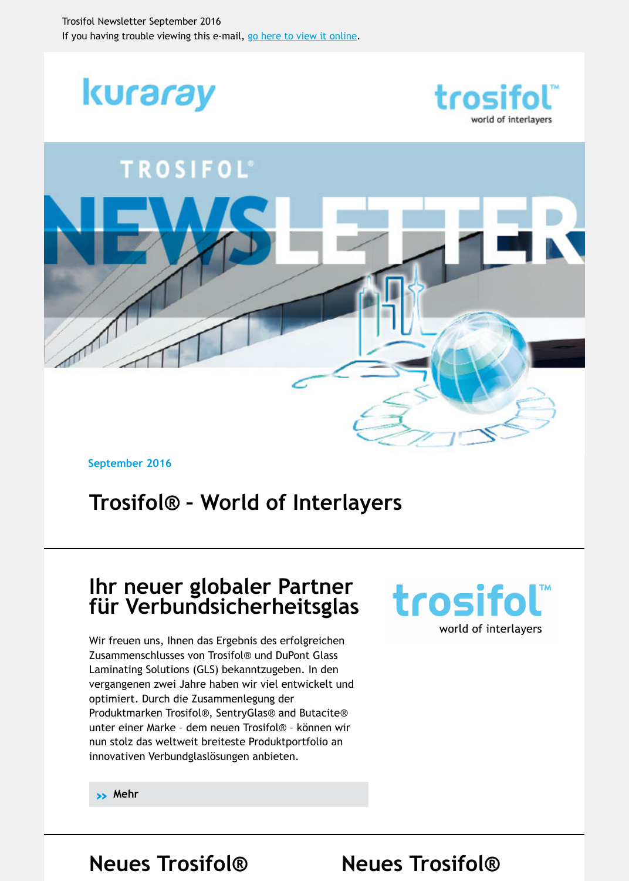Trosifol Newsletter September 2016

If you having trouble viewing this e-mail, go here to view it online.

September 2016

# Trosifol® - World of Interlayers

## Ihr neuer globaler Partner für Verbundsicherheitsglas

Wir freuen uns, Ihnen das Ergebnis des erfolgreichen Zusammenschlusses von Trosifol® und DuPont Glass Laminating Solutions (GLS) bekanntzugeben. In den vergangenen zwei Jahre haben wir viel entwickelt und optimiert. Durch die Zusammenlegung der Produktmarken Trosifol®, SentryGlas® and Butacite® unter einer Marke – dem neuen Trosifol® – können wir nun stolz das weltweit breiteste Produktportfolio an innovativen Verbundglaslösungen anbieten.

» Mehr

## Neues Trosifol®

## Neues Trosifol®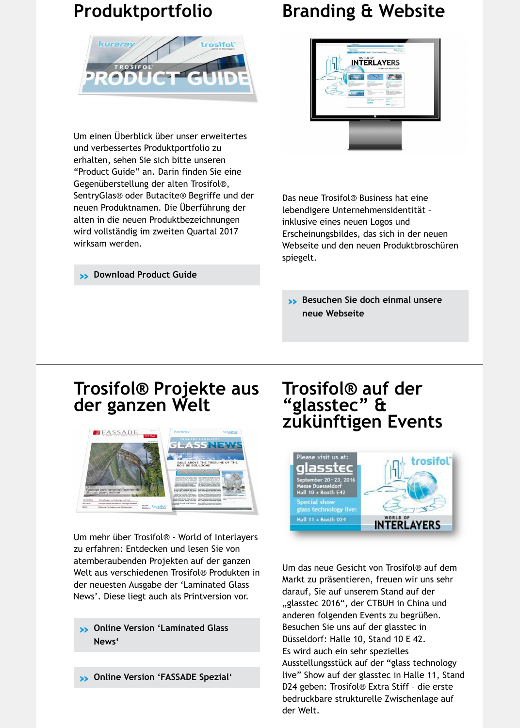## Produktportfolio

Um einen Überblick über unser erweitertes und verbessertes Produktportfolio zu erhalten, sehen Sie sich bitte unseren “Product Guide” an. Darin finden Sie eine Gegenüberstellung der alten Trosifol®, SentryGlas® oder Butacite® Begriffe und der neuen Produktnamen. Die Überführung der alten in die neuen Produktbezeichnungen wird vollständig im zweiten Quartal 2017 wirksam werden.

**>> Download Product Guide**

## Branding & Website

Das neue Trosifol® Business hat eine lebendigere Unternehmensidentität – inklusive eines neuen Logos und Erscheinungsbildes, das sich in der neuen Webseite und den neuen Produktbroschüren spiegelt.

**>> Besuchen Sie doch einmal unsere neue Webseite**

---

## Trosifol® Projekte aus der ganzen Welt

Um mehr über Trosifol® - World of Interlayers zu erfahren: Entdecken und lesen Sie von atemberaubenden Projekten auf der ganzen Welt aus verschiedenen Trosifol® Produkten in der neuesten Ausgabe der ‘Laminated Glass News’. Diese liegt auch als Printversion vor.

**>> Online Version ‘Laminated Glass News‘**

**>> Online Version ‘FASSADE Spezial‘**

## Trosifol® auf der “glasstec” & zukünftigen Events

Um das neue Gesicht von Trosifol® auf dem Markt zu präsentieren, freuen wir uns sehr darauf, Sie auf unserem Stand auf der „glasstec 2016“, der CTBUH in China und anderen folgenden Events zu begrüßen. Besuchen Sie uns auf der glasstec in Düsseldorf: Halle 10, Stand 10 E 42.
Es wird auch ein sehr spezielles Ausstellungsstück auf der “glass technology live” Show auf der glasstec in Halle 11, Stand D24 geben: Trosifol® Extra Stiff – die erste bedruckbare strukturelle Zwischenlage auf der Welt.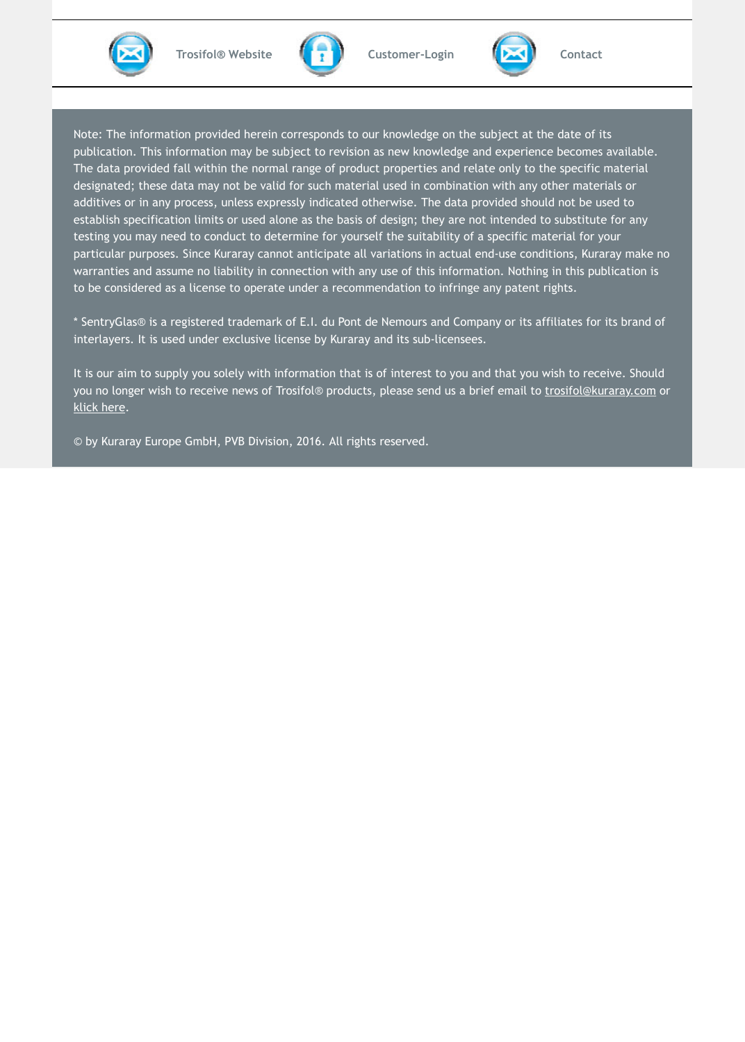Trosifol® Website Customer-Login Contact

Note: The information provided herein corresponds to our knowledge on the subject at the date of its publication. This information may be subject to revision as new knowledge and experience becomes available. The data provided fall within the normal range of product properties and relate only to the specific material designated; these data may not be valid for such material used in combination with any other materials or additives or in any process, unless expressly indicated otherwise. The data provided should not be used to establish specification limits or used alone as the basis of design; they are not intended to substitute for any testing you may need to conduct to determine for yourself the suitability of a specific material for your particular purposes. Since Kuraray cannot anticipate all variations in actual end-use conditions, Kuraray make no warranties and assume no liability in connection with any use of this information. Nothing in this publication is to be considered as a license to operate under a recommendation to infringe any patent rights.

* SentryGlas® is a registered trademark of E.I. du Pont de Nemours and Company or its affiliates for its brand of interlayers. It is used under exclusive license by Kuraray and its sub-licensees.

It is our aim to supply you solely with information that is of interest to you and that you wish to receive. Should you no longer wish to receive news of Trosifol® products, please send us a brief email to trosifol@kuraray.com or klick here.

© by Kuraray Europe GmbH, PVB Division, 2016. All rights reserved.